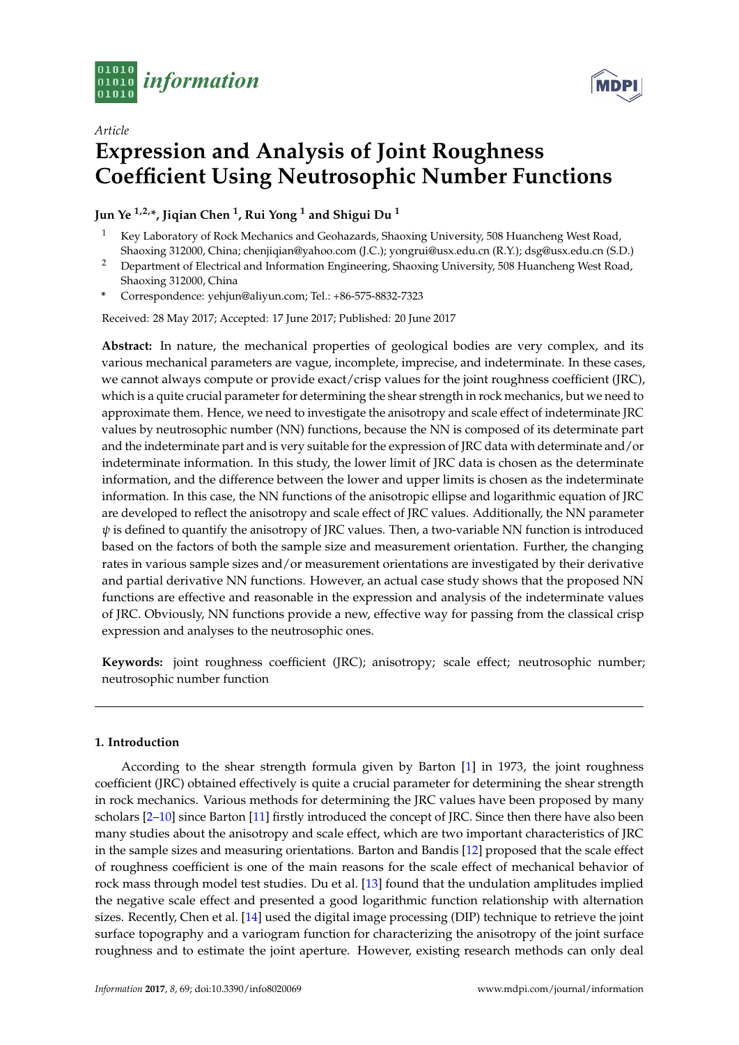Article

# Expression and Analysis of Joint Roughness Coefficient Using Neutrosophic Number Functions

**Jun Ye [1,2,*], Jiqian Chen [1], Rui Yong [1] and Shigui Du [1]**

[1] Key Laboratory of Rock Mechanics and Geohazards, Shaoxing University, 508 Huancheng West Road, Shaoxing 312000, China; chenjiqian@yahoo.com (J.C.); yongrui@usx.edu.cn (R.Y.); dsg@usx.edu.cn (S.D.)

[2] Department of Electrical and Information Engineering, Shaoxing University, 508 Huancheng West Road, Shaoxing 312000, China

* Correspondence: yehjun@aliyun.com; Tel.: +86-575-8832-7323

Received: 28 May 2017; Accepted: 17 June 2017; Published: 20 June 2017

**Abstract:** In nature, the mechanical properties of geological bodies are very complex, and its various mechanical parameters are vague, incomplete, imprecise, and indeterminate. In these cases, we cannot always compute or provide exact/crisp values for the joint roughness coefficient (JRC), which is a quite crucial parameter for determining the shear strength in rock mechanics, but we need to approximate them. Hence, we need to investigate the anisotropy and scale effect of indeterminate JRC values by neutrosophic number (NN) functions, because the NN is composed of its determinate part and the indeterminate part and is very suitable for the expression of JRC data with determinate and/or indeterminate information. In this study, the lower limit of JRC data is chosen as the determinate information, and the difference between the lower and upper limits is chosen as the indeterminate information. In this case, the NN functions of the anisotropic ellipse and logarithmic equation of JRC are developed to reflect the anisotropy and scale effect of JRC values. Additionally, the NN parameter $\psi$ is defined to quantify the anisotropy of JRC values. Then, a two-variable NN function is introduced based on the factors of both the sample size and measurement orientation. Further, the changing rates in various sample sizes and/or measurement orientations are investigated by their derivative and partial derivative NN functions. However, an actual case study shows that the proposed NN functions are effective and reasonable in the expression and analysis of the indeterminate values of JRC. Obviously, NN functions provide a new, effective way for passing from the classical crisp expression and analyses to the neutrosophic ones.

**Keywords:** joint roughness coefficient (JRC); anisotropy; scale effect; neutrosophic number; neutrosophic number function

## 1. Introduction

According to the shear strength formula given by Barton [1] in 1973, the joint roughness coefficient (JRC) obtained effectively is quite a crucial parameter for determining the shear strength in rock mechanics. Various methods for determining the JRC values have been proposed by many scholars [2–10] since Barton [11] firstly introduced the concept of JRC. Since then there have also been many studies about the anisotropy and scale effect, which are two important characteristics of JRC in the sample sizes and measuring orientations. Barton and Bandis [12] proposed that the scale effect of roughness coefficient is one of the main reasons for the scale effect of mechanical behavior of rock mass through model test studies. Du et al. [13] found that the undulation amplitudes implied the negative scale effect and presented a good logarithmic function relationship with alternation sizes. Recently, Chen et al. [14] used the digital image processing (DIP) technique to retrieve the joint surface topography and a variogram function for characterizing the anisotropy of the joint surface roughness and to estimate the joint aperture. However, existing research methods can only deal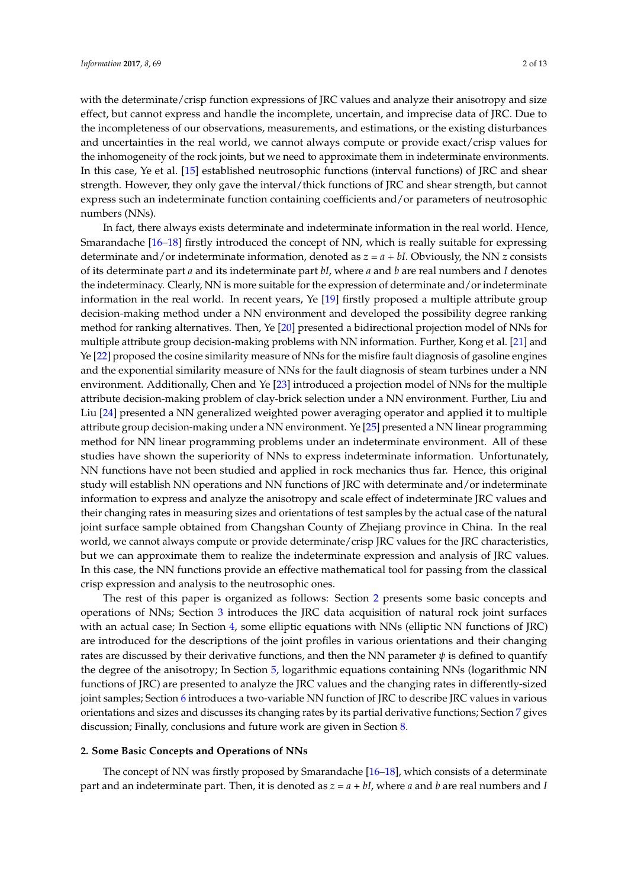with the determinate/crisp function expressions of JRC values and analyze their anisotropy and size effect, but cannot express and handle the incomplete, uncertain, and imprecise data of JRC. Due to the incompleteness of our observations, measurements, and estimations, or the existing disturbances and uncertainties in the real world, we cannot always compute or provide exact/crisp values for the inhomogeneity of the rock joints, but we need to approximate them in indeterminate environments. In this case, Ye et al. [15] established neutrosophic functions (interval functions) of JRC and shear strength. However, they only gave the interval/thick functions of JRC and shear strength, but cannot express such an indeterminate function containing coefficients and/or parameters of neutrosophic numbers (NNs).

In fact, there always exists determinate and indeterminate information in the real world. Hence, Smarandache [16–18] firstly introduced the concept of NN, which is really suitable for expressing determinate and/or indeterminate information, denoted as $z = a + bI$. Obviously, the NN $z$ consists of its determinate part $a$ and its indeterminate part $bI$, where $a$ and $b$ are real numbers and $I$ denotes the indeterminacy. Clearly, NN is more suitable for the expression of determinate and/or indeterminate information in the real world. In recent years, Ye [19] firstly proposed a multiple attribute group decision-making method under a NN environment and developed the possibility degree ranking method for ranking alternatives. Then, Ye [20] presented a bidirectional projection model of NNs for multiple attribute group decision-making problems with NN information. Further, Kong et al. [21] and Ye [22] proposed the cosine similarity measure of NNs for the misfire fault diagnosis of gasoline engines and the exponential similarity measure of NNs for the fault diagnosis of steam turbines under a NN environment. Additionally, Chen and Ye [23] introduced a projection model of NNs for the multiple attribute decision-making problem of clay-brick selection under a NN environment. Further, Liu and Liu [24] presented a NN generalized weighted power averaging operator and applied it to multiple attribute group decision-making under a NN environment. Ye [25] presented a NN linear programming method for NN linear programming problems under an indeterminate environment. All of these studies have shown the superiority of NNs to express indeterminate information. Unfortunately, NN functions have not been studied and applied in rock mechanics thus far. Hence, this original study will establish NN operations and NN functions of JRC with determinate and/or indeterminate information to express and analyze the anisotropy and scale effect of indeterminate JRC values and their changing rates in measuring sizes and orientations of test samples by the actual case of the natural joint surface sample obtained from Changshan County of Zhejiang province in China. In the real world, we cannot always compute or provide determinate/crisp JRC values for the JRC characteristics, but we can approximate them to realize the indeterminate expression and analysis of JRC values. In this case, the NN functions provide an effective mathematical tool for passing from the classical crisp expression and analysis to the neutrosophic ones.

The rest of this paper is organized as follows: Section 2 presents some basic concepts and operations of NNs; Section 3 introduces the JRC data acquisition of natural rock joint surfaces with an actual case; In Section 4, some elliptic equations with NNs (elliptic NN functions of JRC) are introduced for the descriptions of the joint profiles in various orientations and their changing rates are discussed by their derivative functions, and then the NN parameter $\psi$ is defined to quantify the degree of the anisotropy; In Section 5, logarithmic equations containing NNs (logarithmic NN functions of JRC) are presented to analyze the JRC values and the changing rates in differently-sized joint samples; Section 6 introduces a two-variable NN function of JRC to describe JRC values in various orientations and sizes and discusses its changing rates by its partial derivative functions; Section 7 gives discussion; Finally, conclusions and future work are given in Section 8.

## 2. Some Basic Concepts and Operations of NNs

The concept of NN was firstly proposed by Smarandache [16–18], which consists of a determinate part and an indeterminate part. Then, it is denoted as $z = a + bI$, where $a$ and $b$ are real numbers and $I$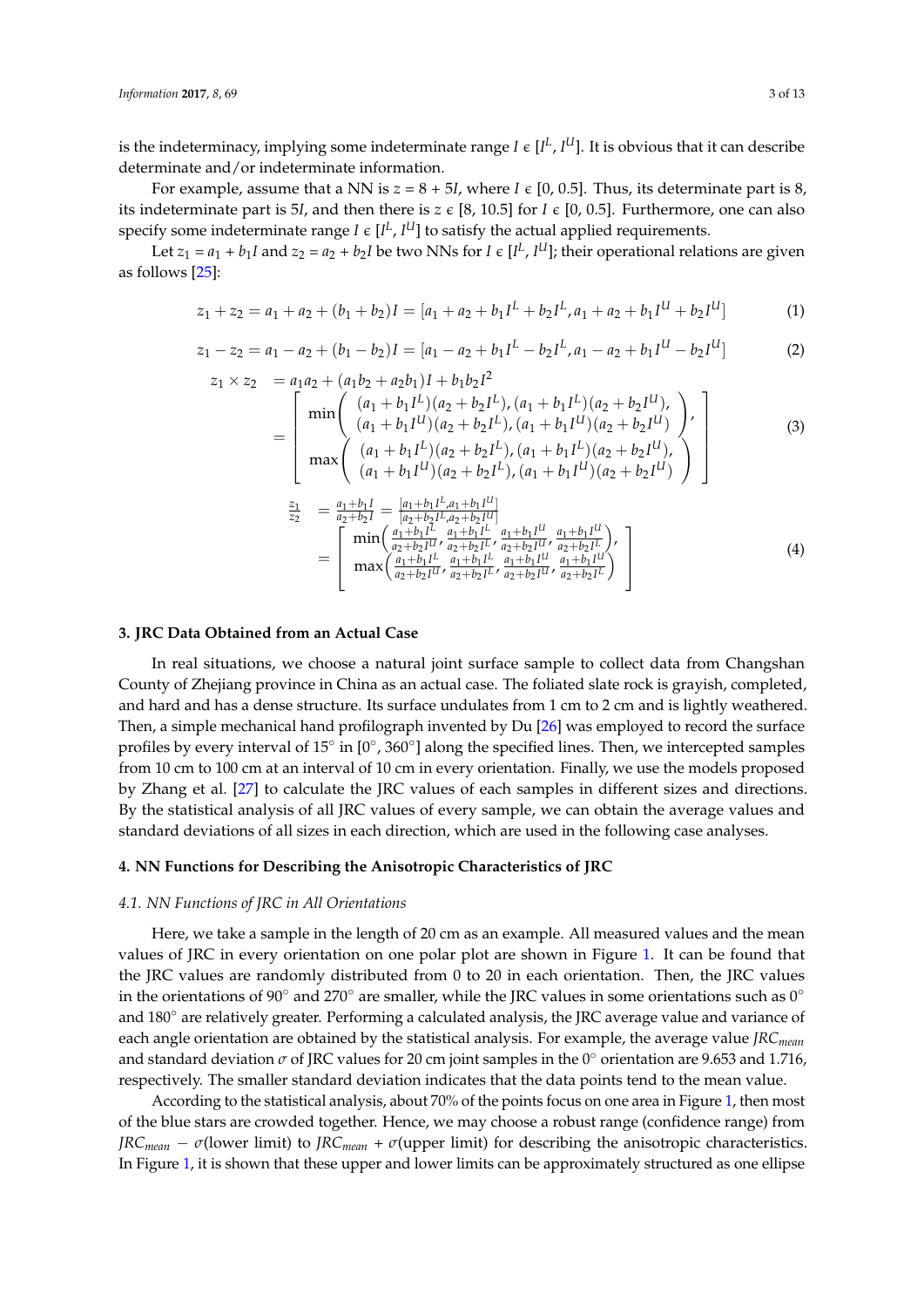is the indeterminacy, implying some indeterminate range $I \in [I^L, I^U]$. It is obvious that it can describe determinate and/or indeterminate information.

For example, assume that a NN is $z = 8 + 5I$, where $I \in [0, 0.5]$. Thus, its determinate part is 8, its indeterminate part is $5I$, and then there is $z \in [8, 10.5]$ for $I \in [0, 0.5]$. Furthermore, one can also specify some indeterminate range $I \in [I^L, I^U]$ to satisfy the actual applied requirements.

Let $z_1 = a_1 + b_1 I$ and $z_2 = a_2 + b_2 I$ be two NNs for $I \in [I^L, I^U]$; their operational relations are given as follows [25]:

$$z_1 + z_2 = a_1 + a_2 + (b_1 + b_2)I = [a_1 + a_2 + b_1 I^L + b_2 I^L, a_1 + a_2 + b_1 I^U + b_2 I^U] \tag{1}$$

$$z_1 - z_2 = a_1 - a_2 + (b_1 - b_2)I = [a_1 - a_2 + b_1 I^L - b_2 I^L, a_1 - a_2 + b_1 I^U - b_2 I^U] \tag{2}$$

$$\begin{aligned} z_1 \times z_2 &= a_1 a_2 + (a_1 b_2 + a_2 b_1)I + b_1 b_2 I^2 \\ &= \left[ \begin{array}{c} \min\left( \begin{array}{c} (a_1 + b_1 I^L)(a_2 + b_2 I^L), (a_1 + b_1 I^L)(a_2 + b_2 I^U), \\ (a_1 + b_1 I^U)(a_2 + b_2 I^L), (a_1 + b_1 I^U)(a_2 + b_2 I^U) \end{array} \right), \\ \max\left( \begin{array}{c} (a_1 + b_1 I^L)(a_2 + b_2 I^L), (a_1 + b_1 I^L)(a_2 + b_2 I^U), \\ (a_1 + b_1 I^U)(a_2 + b_2 I^L), (a_1 + b_1 I^U)(a_2 + b_2 I^U) \end{array} \right) \end{array} \right] \end{aligned} \tag{3}$$

$$\begin{aligned} \frac{z_1}{z_2} &= \frac{a_1 + b_1 I}{a_2 + b_2 I} = \frac{[a_1 + b_1 I^L, a_1 + b_1 I^U]}{[a_2 + b_2 I^L, a_2 + b_2 I^U]} \\ &= \left[ \begin{array}{c} \min\left( \frac{a_1 + b_1 I^L}{a_2 + b_2 I^U}, \frac{a_1 + b_1 I^L}{a_2 + b_2 I^L}, \frac{a_1 + b_1 I^U}{a_2 + b_2 I^U}, \frac{a_1 + b_1 I^U}{a_2 + b_2 I^L} \right), \\ \max\left( \frac{a_1 + b_1 I^L}{a_2 + b_2 I^U}, \frac{a_1 + b_1 I^L}{a_2 + b_2 I^L}, \frac{a_1 + b_1 I^U}{a_2 + b_2 I^U}, \frac{a_1 + b_1 I^U}{a_2 + b_2 I^L} \right) \end{array} \right] \end{aligned} \tag{4}$$

## 3. JRC Data Obtained from an Actual Case

In real situations, we choose a natural joint surface sample to collect data from Changshan County of Zhejiang province in China as an actual case. The foliated slate rock is grayish, completed, and hard and has a dense structure. Its surface undulates from 1 cm to 2 cm and is lightly weathered. Then, a simple mechanical hand profilograph invented by Du [26] was employed to record the surface profiles by every interval of 15° in [0°, 360°] along the specified lines. Then, we intercepted samples from 10 cm to 100 cm at an interval of 10 cm in every orientation. Finally, we use the models proposed by Zhang et al. [27] to calculate the JRC values of each samples in different sizes and directions. By the statistical analysis of all JRC values of every sample, we can obtain the average values and standard deviations of all sizes in each direction, which are used in the following case analyses.

## 4. NN Functions for Describing the Anisotropic Characteristics of JRC

### 4.1. NN Functions of JRC in All Orientations

Here, we take a sample in the length of 20 cm as an example. All measured values and the mean values of JRC in every orientation on one polar plot are shown in Figure 1. It can be found that the JRC values are randomly distributed from 0 to 20 in each orientation. Then, the JRC values in the orientations of 90° and 270° are smaller, while the JRC values in some orientations such as 0° and 180° are relatively greater. Performing a calculated analysis, the JRC average value and variance of each angle orientation are obtained by the statistical analysis. For example, the average value $JRC_{mean}$ and standard deviation $\sigma$ of JRC values for 20 cm joint samples in the 0° orientation are 9.653 and 1.716, respectively. The smaller standard deviation indicates that the data points tend to the mean value.

According to the statistical analysis, about 70% of the points focus on one area in Figure 1, then most of the blue stars are crowded together. Hence, we may choose a robust range (confidence range) from $JRC_{mean} - \sigma$(lower limit) to $JRC_{mean} + \sigma$(upper limit) for describing the anisotropic characteristics. In Figure 1, it is shown that these upper and lower limits can be approximately structured as one ellipse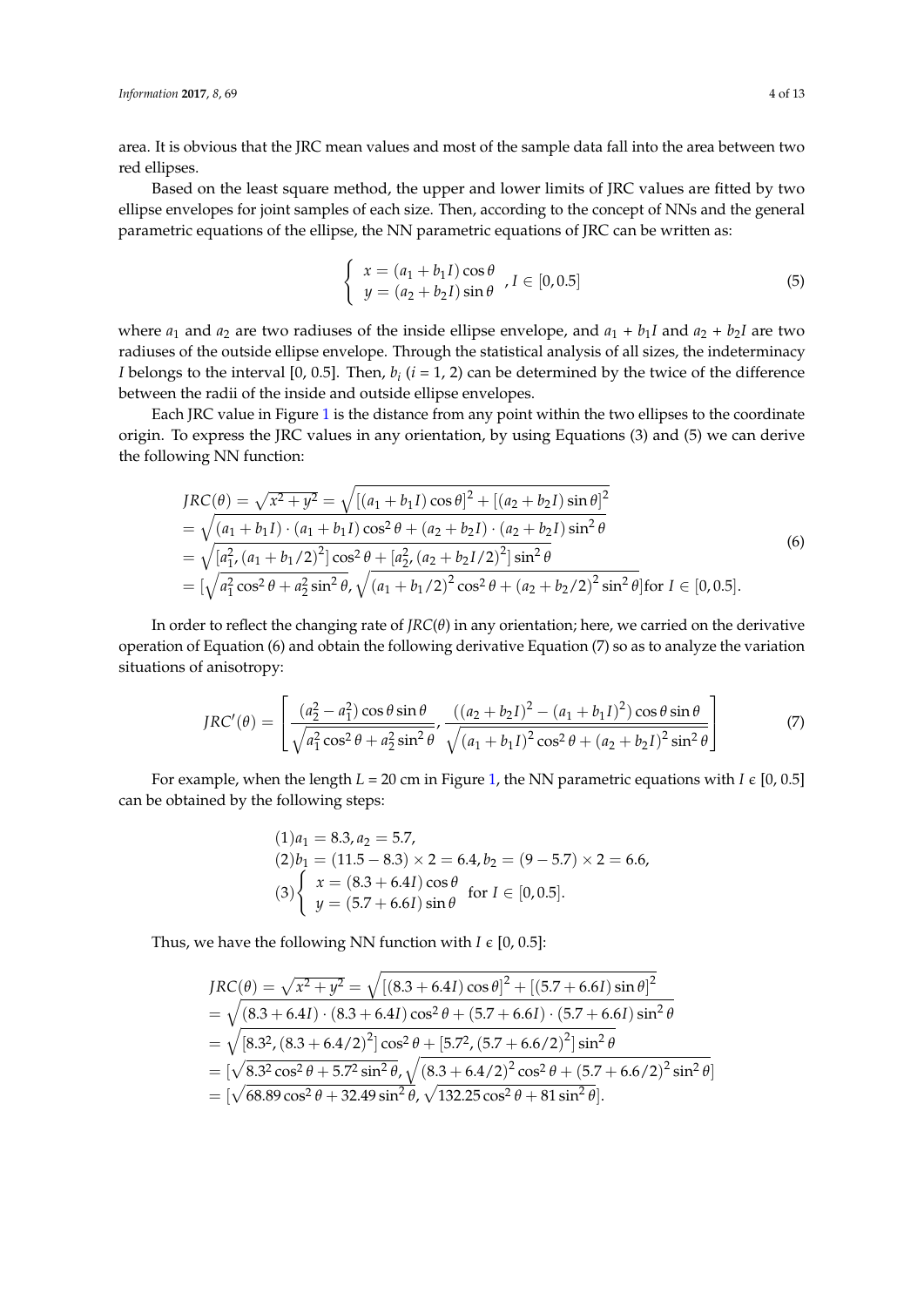area. It is obvious that the JRC mean values and most of the sample data fall into the area between two red ellipses.

Based on the least square method, the upper and lower limits of JRC values are fitted by two ellipse envelopes for joint samples of each size. Then, according to the concept of NNs and the general parametric equations of the ellipse, the NN parametric equations of JRC can be written as:

$$\begin{cases} x = (a_1 + b_1 I)\cos\theta \\ y = (a_2 + b_2 I)\sin\theta \end{cases}, I \in [0, 0.5] \tag{5}$$

where $a_1$ and $a_2$ are two radiuses of the inside ellipse envelope, and $a_1 + b_1 I$ and $a_2 + b_2 I$ are two radiuses of the outside ellipse envelope. Through the statistical analysis of all sizes, the indeterminacy $I$ belongs to the interval [0, 0.5]. Then, $b_i$ ($i$ = 1, 2) can be determined by the twice of the difference between the radii of the inside and outside ellipse envelopes.

Each JRC value in Figure 1 is the distance from any point within the two ellipses to the coordinate origin. To express the JRC values in any orientation, by using Equations (3) and (5) we can derive the following NN function:

$$\begin{aligned} JRC(\theta) &= \sqrt{x^2 + y^2} = \sqrt{[(a_1 + b_1 I)\cos\theta]^2 + [(a_2 + b_2 I)\sin\theta]^2} \\ &= \sqrt{(a_1 + b_1 I)\cdot(a_1 + b_1 I)\cos^2\theta + (a_2 + b_2 I)\cdot(a_2 + b_2 I)\sin^2\theta} \\ &= \sqrt{[a_1^2, (a_1 + b_1/2)^2]\cos^2\theta + [a_2^2, (a_2 + b_2 I/2)^2]\sin^2\theta} \\ &= [\sqrt{a_1^2\cos^2\theta + a_2^2\sin^2\theta}, \sqrt{(a_1 + b_1/2)^2\cos^2\theta + (a_2 + b_2/2)^2\sin^2\theta}] \text{for } I \in [0, 0.5]. \end{aligned} \tag{6}$$

In order to reflect the changing rate of $JRC(\theta)$ in any orientation; here, we carried on the derivative operation of Equation (6) and obtain the following derivative Equation (7) so as to analyze the variation situations of anisotropy:

$$JRC'(\theta) = \left[\frac{(a_2^2 - a_1^2)\cos\theta\sin\theta}{\sqrt{a_1^2\cos^2\theta + a_2^2\sin^2\theta}}, \frac{((a_2 + b_2 I)^2 - (a_1 + b_1 I)^2)\cos\theta\sin\theta}{\sqrt{(a_1 + b_1 I)^2\cos^2\theta + (a_2 + b_2 I)^2\sin^2\theta}}\right] \tag{7}$$

For example, when the length $L$ = 20 cm in Figure 1, the NN parametric equations with $I \in [0, 0.5]$ can be obtained by the following steps:

$$\begin{aligned} &(1) a_1 = 8.3, a_2 = 5.7, \\ &(2) b_1 = (11.5 - 8.3) \times 2 = 6.4, b_2 = (9 - 5.7) \times 2 = 6.6, \\ &(3) \begin{cases} x = (8.3 + 6.4I)\cos\theta \\ y = (5.7 + 6.6I)\sin\theta \end{cases} \text{for } I \in [0, 0.5]. \end{aligned}$$

Thus, we have the following NN function with $I \in [0, 0.5]$:

$$\begin{aligned} JRC(\theta) &= \sqrt{x^2 + y^2} = \sqrt{[(8.3 + 6.4I)\cos\theta]^2 + [(5.7 + 6.6I)\sin\theta]^2} \\ &= \sqrt{(8.3 + 6.4I)\cdot(8.3 + 6.4I)\cos^2\theta + (5.7 + 6.6I)\cdot(5.7 + 6.6I)\sin^2\theta} \\ &= \sqrt{[8.3^2, (8.3 + 6.4/2)^2]\cos^2\theta + [5.7^2, (5.7 + 6.6/2)^2]\sin^2\theta} \\ &= [\sqrt{8.3^2\cos^2\theta + 5.7^2\sin^2\theta}, \sqrt{(8.3 + 6.4/2)^2\cos^2\theta + (5.7 + 6.6/2)^2\sin^2\theta}] \\ &= [\sqrt{68.89\cos^2\theta + 32.49\sin^2\theta}, \sqrt{132.25\cos^2\theta + 81\sin^2\theta}]. \end{aligned}$$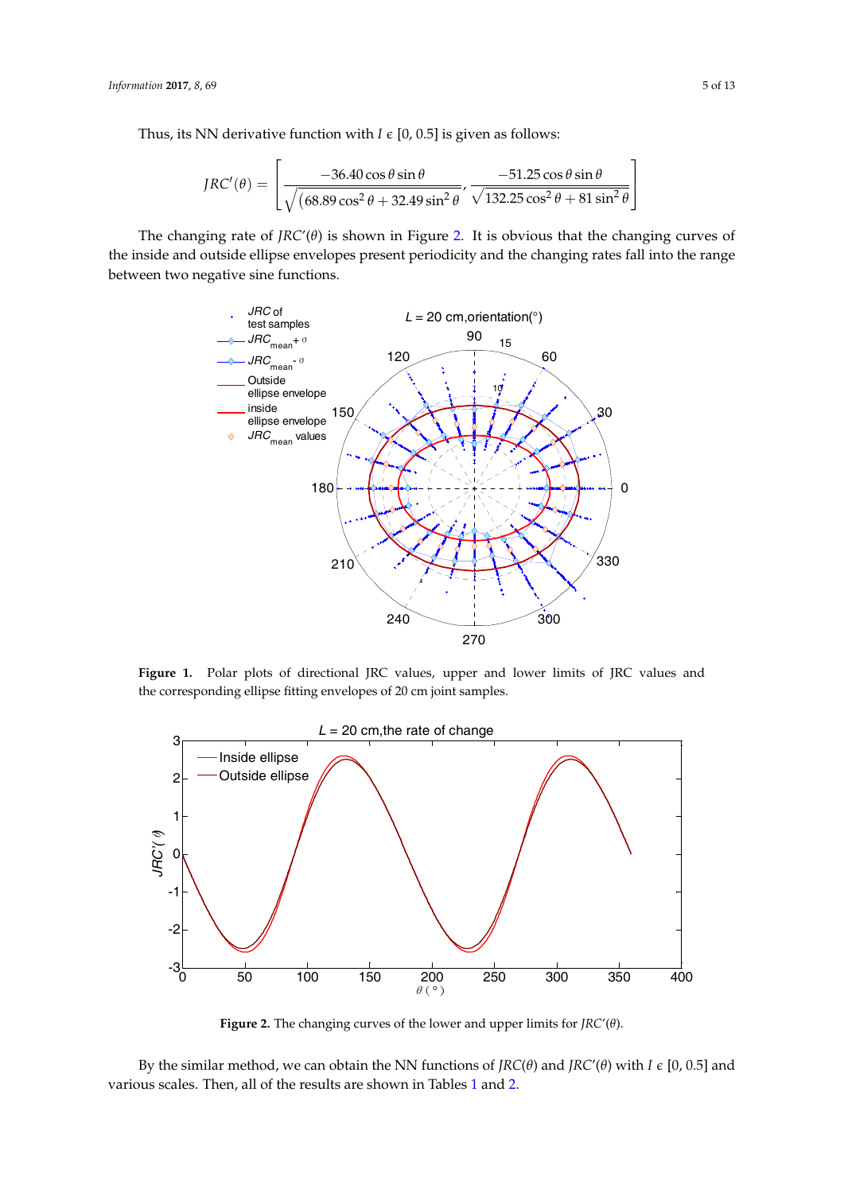Thus, its NN derivative function with $I \in [0, 0.5]$ is given as follows:

$$JRC'(\theta) = \left[ \frac{-36.40 \cos\theta \sin\theta}{\sqrt{(68.89 \cos^2\theta + 32.49 \sin^2\theta}}, \frac{-51.25 \cos\theta \sin\theta}{\sqrt{132.25 \cos^2\theta + 81 \sin^2\theta}} \right]$$

The changing rate of $JRC'(\theta)$ is shown in Figure 2. It is obvious that the changing curves of the inside and outside ellipse envelopes present periodicity and the changing rates fall into the range between two negative sine functions.

**Figure 1.** Polar plots of directional JRC values, upper and lower limits of JRC values and the corresponding ellipse fitting envelopes of 20 cm joint samples.

**Figure 2.** The changing curves of the lower and upper limits for $JRC'(\theta)$.

By the similar method, we can obtain the NN functions of $JRC(\theta)$ and $JRC'(\theta)$ with $I \in [0, 0.5]$ and various scales. Then, all of the results are shown in Tables 1 and 2.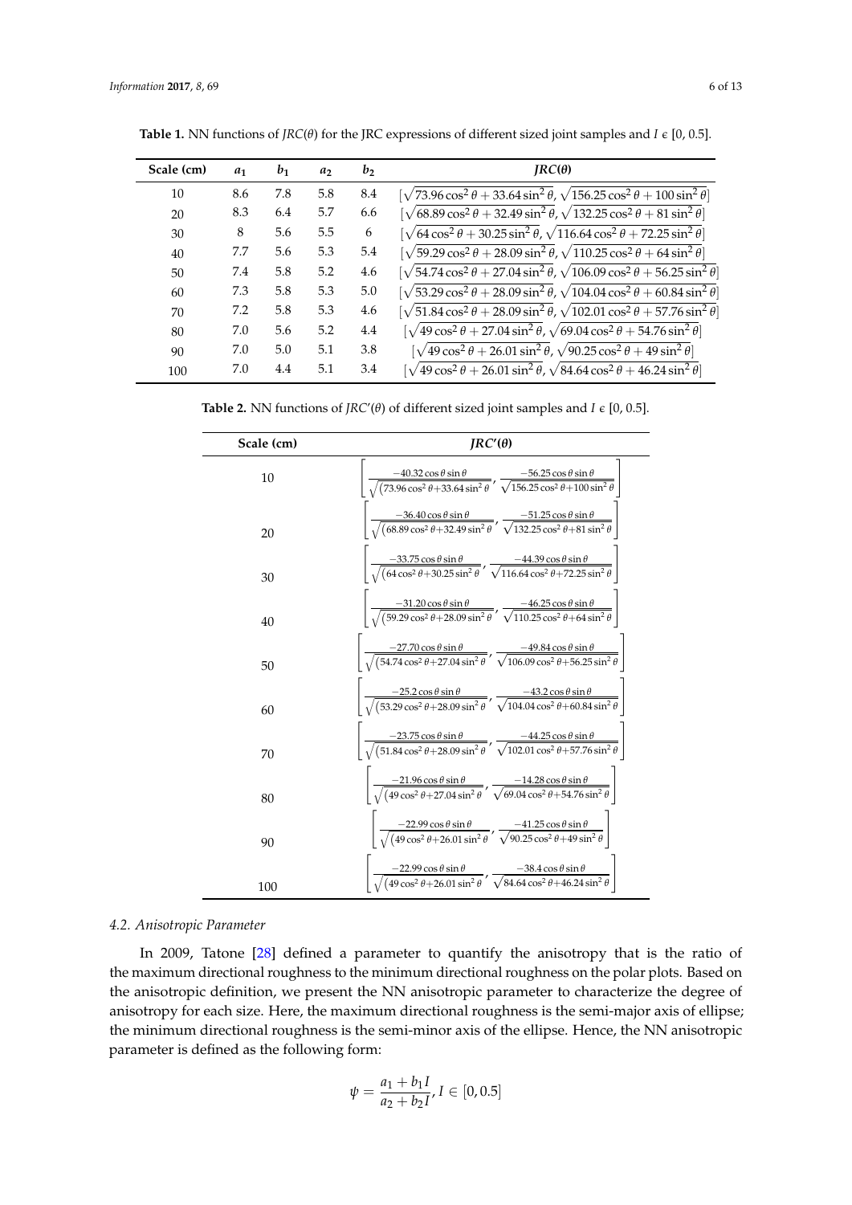**Table 1.** NN functions of *JRC*(*θ*) for the JRC expressions of different sized joint samples and $I \in [0, 0.5]$.

| Scale (cm) | $a_1$ | $b_1$ | $a_2$ | $b_2$ | $JRC(\theta)$ |
|---|---|---|---|---|---|
| 10 | 8.6 | 7.8 | 5.8 | 8.4 | $[\sqrt{73.96\cos^2\theta + 33.64\sin^2\theta}, \sqrt{156.25\cos^2\theta + 100\sin^2\theta}]$ |
| 20 | 8.3 | 6.4 | 5.7 | 6.6 | $[\sqrt{68.89\cos^2\theta + 32.49\sin^2\theta}, \sqrt{132.25\cos^2\theta + 81\sin^2\theta}]$ |
| 30 | 8 | 5.6 | 5.5 | 6 | $[\sqrt{64\cos^2\theta + 30.25\sin^2\theta}, \sqrt{116.64\cos^2\theta + 72.25\sin^2\theta}]$ |
| 40 | 7.7 | 5.6 | 5.3 | 5.4 | $[\sqrt{59.29\cos^2\theta + 28.09\sin^2\theta}, \sqrt{110.25\cos^2\theta + 64\sin^2\theta}]$ |
| 50 | 7.4 | 5.8 | 5.2 | 4.6 | $[\sqrt{54.74\cos^2\theta + 27.04\sin^2\theta}, \sqrt{106.09\cos^2\theta + 56.25\sin^2\theta}]$ |
| 60 | 7.3 | 5.8 | 5.3 | 5.0 | $[\sqrt{53.29\cos^2\theta + 28.09\sin^2\theta}, \sqrt{104.04\cos^2\theta + 60.84\sin^2\theta}]$ |
| 70 | 7.2 | 5.8 | 5.3 | 4.6 | $[\sqrt{51.84\cos^2\theta + 28.09\sin^2\theta}, \sqrt{102.01\cos^2\theta + 57.76\sin^2\theta}]$ |
| 80 | 7.0 | 5.6 | 5.2 | 4.4 | $[\sqrt{49\cos^2\theta + 27.04\sin^2\theta}, \sqrt{69.04\cos^2\theta + 54.76\sin^2\theta}]$ |
| 90 | 7.0 | 5.0 | 5.1 | 3.8 | $[\sqrt{49\cos^2\theta + 26.01\sin^2\theta}, \sqrt{90.25\cos^2\theta + 49\sin^2\theta}]$ |
| 100 | 7.0 | 4.4 | 5.1 | 3.4 | $[\sqrt{49\cos^2\theta + 26.01\sin^2\theta}, \sqrt{84.64\cos^2\theta + 46.24\sin^2\theta}]$ |

**Table 2.** NN functions of *JRC*′(*θ*) of different sized joint samples and $I \in [0, 0.5]$.

| Scale (cm) | $JRC'(\theta)$ |
|---|---|
| 10 | $\left[\frac{-40.32\cos\theta\sin\theta}{\sqrt{(73.96\cos^2\theta+33.64\sin^2\theta}}, \frac{-56.25\cos\theta\sin\theta}{\sqrt{156.25\cos^2\theta+100\sin^2\theta}}\right]$ |
| 20 | $\left[\frac{-36.40\cos\theta\sin\theta}{\sqrt{(68.89\cos^2\theta+32.49\sin^2\theta}}, \frac{-51.25\cos\theta\sin\theta}{\sqrt{132.25\cos^2\theta+81\sin^2\theta}}\right]$ |
| 30 | $\left[\frac{-33.75\cos\theta\sin\theta}{\sqrt{(64\cos^2\theta+30.25\sin^2\theta}}, \frac{-44.39\cos\theta\sin\theta}{\sqrt{116.64\cos^2\theta+72.25\sin^2\theta}}\right]$ |
| 40 | $\left[\frac{-31.20\cos\theta\sin\theta}{\sqrt{(59.29\cos^2\theta+28.09\sin^2\theta}}, \frac{-46.25\cos\theta\sin\theta}{\sqrt{110.25\cos^2\theta+64\sin^2\theta}}\right]$ |
| 50 | $\left[\frac{-27.70\cos\theta\sin\theta}{\sqrt{(54.74\cos^2\theta+27.04\sin^2\theta}}, \frac{-49.84\cos\theta\sin\theta}{\sqrt{106.09\cos^2\theta+56.25\sin^2\theta}}\right]$ |
| 60 | $\left[\frac{-25.2\cos\theta\sin\theta}{\sqrt{(53.29\cos^2\theta+28.09\sin^2\theta}}, \frac{-43.2\cos\theta\sin\theta}{\sqrt{104.04\cos^2\theta+60.84\sin^2\theta}}\right]$ |
| 70 | $\left[\frac{-23.75\cos\theta\sin\theta}{\sqrt{(51.84\cos^2\theta+28.09\sin^2\theta}}, \frac{-44.25\cos\theta\sin\theta}{\sqrt{102.01\cos^2\theta+57.76\sin^2\theta}}\right]$ |
| 80 | $\left[\frac{-21.96\cos\theta\sin\theta}{\sqrt{(49\cos^2\theta+27.04\sin^2\theta}}, \frac{-14.28\cos\theta\sin\theta}{\sqrt{69.04\cos^2\theta+54.76\sin^2\theta}}\right]$ |
| 90 | $\left[\frac{-22.99\cos\theta\sin\theta}{\sqrt{(49\cos^2\theta+26.01\sin^2\theta}}, \frac{-41.25\cos\theta\sin\theta}{\sqrt{90.25\cos^2\theta+49\sin^2\theta}}\right]$ |
| 100 | $\left[\frac{-22.99\cos\theta\sin\theta}{\sqrt{(49\cos^2\theta+26.01\sin^2\theta}}, \frac{-38.4\cos\theta\sin\theta}{\sqrt{84.64\cos^2\theta+46.24\sin^2\theta}}\right]$ |

### 4.2. Anisotropic Parameter

In 2009, Tatone [28] defined a parameter to quantify the anisotropy that is the ratio of the maximum directional roughness to the minimum directional roughness on the polar plots. Based on the anisotropic definition, we present the NN anisotropic parameter to characterize the degree of anisotropy for each size. Here, the maximum directional roughness is the semi-major axis of ellipse; the minimum directional roughness is the semi-minor axis of the ellipse. Hence, the NN anisotropic parameter is defined as the following form:

$$\psi = \frac{a_1 + b_1 I}{a_2 + b_2 I}, I \in [0, 0.5]$$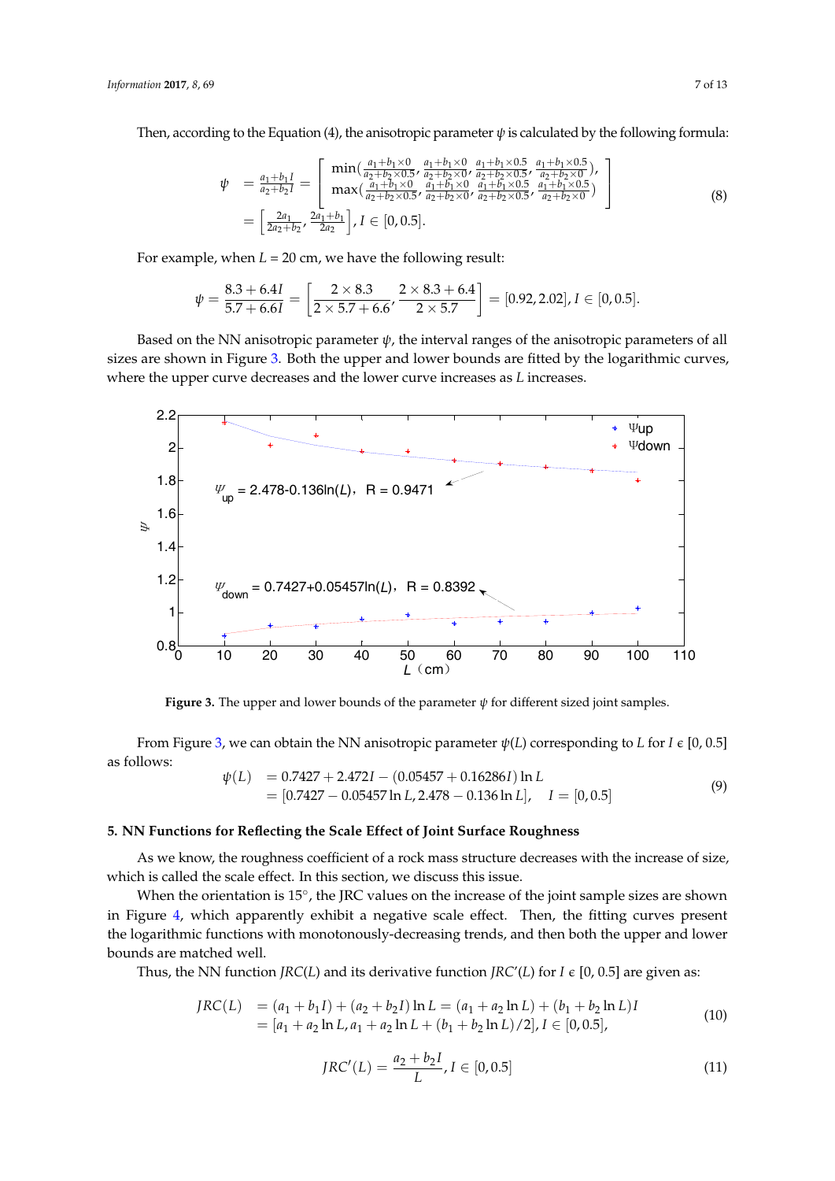Then, according to the Equation (4), the anisotropic parameter $\psi$ is calculated by the following formula:

$$\begin{aligned}\psi &= \frac{a_1+b_1 I}{a_2+b_2 I} = \left[\begin{array}{l}\min\left(\frac{a_1+b_1\times 0}{a_2+b_2\times 0.5}, \frac{a_1+b_1\times 0}{a_2+b_2\times 0}, \frac{a_1+b_1\times 0.5}{a_2+b_2\times 0.5}, \frac{a_1+b_1\times 0.5}{a_2+b_2\times 0}\right), \\ \max\left(\frac{a_1+b_1\times 0}{a_2+b_2\times 0.5}, \frac{a_1+b_1\times 0}{a_2+b_2\times 0}, \frac{a_1+b_1\times 0.5}{a_2+b_2\times 0.5}, \frac{a_1+b_1\times 0.5}{a_2+b_2\times 0}\right)\end{array}\right] \\ &= \left[\frac{2a_1}{2a_2+b_2}, \frac{2a_1+b_1}{2a_2}\right], I \in [0, 0.5].\end{aligned} \tag{8}$$

For example, when $L$ = 20 cm, we have the following result:

$$\psi = \frac{8.3+6.4I}{5.7+6.6I} = \left[\frac{2\times 8.3}{2\times 5.7+6.6}, \frac{2\times 8.3+6.4}{2\times 5.7}\right] = [0.92, 2.02], I \in [0, 0.5].$$

Based on the NN anisotropic parameter $\psi$, the interval ranges of the anisotropic parameters of all sizes are shown in Figure 3. Both the upper and lower bounds are fitted by the logarithmic curves, where the upper curve decreases and the lower curve increases as $L$ increases.

**Figure 3.** The upper and lower bounds of the parameter $\psi$ for different sized joint samples.

From Figure 3, we can obtain the NN anisotropic parameter $\psi(L)$ corresponding to $L$ for $I \in [0, 0.5]$ as follows:

$$\begin{aligned}\psi(L) &= 0.7427 + 2.472I - (0.05457 + 0.16286I)\ln L \\ &= [0.7427 - 0.05457\ln L, 2.478 - 0.136\ln L], \quad I = [0, 0.5]\end{aligned} \tag{9}$$

## 5. NN Functions for Reflecting the Scale Effect of Joint Surface Roughness

As we know, the roughness coefficient of a rock mass structure decreases with the increase of size, which is called the scale effect. In this section, we discuss this issue.

When the orientation is 15°, the JRC values on the increase of the joint sample sizes are shown in Figure 4, which apparently exhibit a negative scale effect. Then, the fitting curves present the logarithmic functions with monotonously-decreasing trends, and then both the upper and lower bounds are matched well.

Thus, the NN function $JRC(L)$ and its derivative function $JRC'(L)$ for $I \in [0, 0.5]$ are given as:

$$\begin{aligned}JRC(L) &= (a_1 + b_1 I) + (a_2 + b_2 I)\ln L = (a_1 + a_2\ln L) + (b_1 + b_2\ln L)I \\ &= [a_1 + a_2\ln L, a_1 + a_2\ln L + (b_1 + b_2\ln L)/2], I \in [0, 0.5],\end{aligned} \tag{10}$$

$$JRC'(L) = \frac{a_2 + b_2 I}{L}, I \in [0, 0.5] \tag{11}$$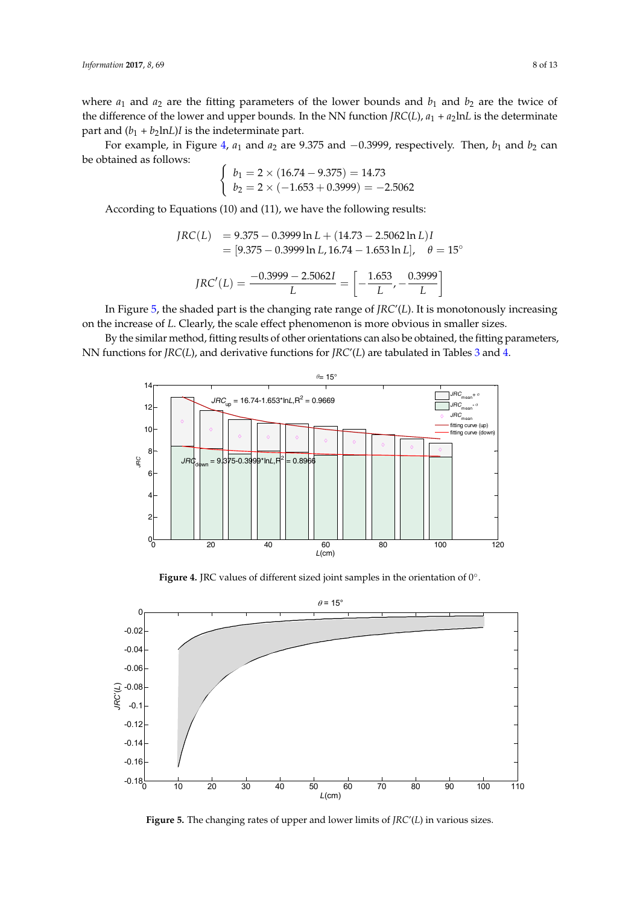where $a_1$ and $a_2$ are the fitting parameters of the lower bounds and $b_1$ and $b_2$ are the twice of the difference of the lower and upper bounds. In the NN function $JRC(L)$, $a_1 + a_2 \ln L$ is the determinate part and $(b_1 + b_2 \ln L)I$ is the indeterminate part.

For example, in Figure 4, $a_1$ and $a_2$ are 9.375 and $-0.3999$, respectively. Then, $b_1$ and $b_2$ can be obtained as follows:

$$\begin{cases} b_1 = 2 \times (16.74 - 9.375) = 14.73 \\ b_2 = 2 \times (-1.653 + 0.3999) = -2.5062 \end{cases}$$

According to Equations (10) and (11), we have the following results:

$$\begin{aligned} JRC(L) &= 9.375 - 0.3999 \ln L + (14.73 - 2.5062 \ln L)I \\ &= [9.375 - 0.3999 \ln L, 16.74 - 1.653 \ln L], \quad \theta = 15^{\circ} \end{aligned}$$

$$JRC'(L) = \frac{-0.3999 - 2.5062I}{L} = \left[-\frac{1.653}{L}, -\frac{0.3999}{L}\right]$$

In Figure 5, the shaded part is the changing rate range of $JRC'(L)$. It is monotonously increasing on the increase of $L$. Clearly, the scale effect phenomenon is more obvious in smaller sizes.

By the similar method, fitting results of other orientations can also be obtained, the fitting parameters, NN functions for $JRC(L)$, and derivative functions for $JRC'(L)$ are tabulated in Tables 3 and 4.

**Figure 4.** JRC values of different sized joint samples in the orientation of 0°.

**Figure 5.** The changing rates of upper and lower limits of $JRC'(L)$ in various sizes.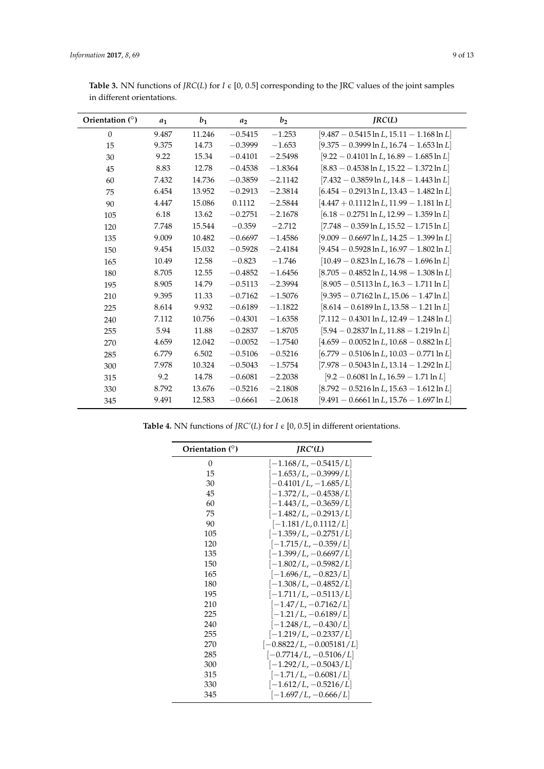**Table 3.** NN functions of $JRC(L)$ for $I \in [0, 0.5]$ corresponding to the JRC values of the joint samples in different orientations.

| Orientation (°) | $a_1$ | $b_1$ | $a_2$ | $b_2$ | $JRC(L)$ |
|---|---|---|---|---|---|
| 0 | 9.487 | 11.246 | −0.5415 | −1.253 | $[9.487 - 0.5415 \ln L, 15.11 - 1.168 \ln L]$ |
| 15 | 9.375 | 14.73 | −0.3999 | −1.653 | $[9.375 - 0.3999 \ln L, 16.74 - 1.653 \ln L]$ |
| 30 | 9.22 | 15.34 | −0.4101 | −2.5498 | $[9.22 - 0.4101 \ln L, 16.89 - 1.685 \ln L]$ |
| 45 | 8.83 | 12.78 | −0.4538 | −1.8364 | $[8.83 - 0.4538 \ln L, 15.22 - 1.372 \ln L]$ |
| 60 | 7.432 | 14.736 | −0.3859 | −2.1142 | $[7.432 - 0.3859 \ln L, 14.8 - 1.443 \ln L]$ |
| 75 | 6.454 | 13.952 | −0.2913 | −2.3814 | $[6.454 - 0.2913 \ln L, 13.43 - 1.482 \ln L]$ |
| 90 | 4.447 | 15.086 | 0.1112 | −2.5844 | $[4.447 + 0.1112 \ln L, 11.99 - 1.181 \ln L]$ |
| 105 | 6.18 | 13.62 | −0.2751 | −2.1678 | $[6.18 - 0.2751 \ln L, 12.99 - 1.359 \ln L]$ |
| 120 | 7.748 | 15.544 | −0.359 | −2.712 | $[7.748 - 0.359 \ln L, 15.52 - 1.715 \ln L]$ |
| 135 | 9.009 | 10.482 | −0.6697 | −1.4586 | $[9.009 - 0.6697 \ln L, 14.25 - 1.399 \ln L]$ |
| 150 | 9.454 | 15.032 | −0.5928 | −2.4184 | $[9.454 - 0.5928 \ln L, 16.97 - 1.802 \ln L]$ |
| 165 | 10.49 | 12.58 | −0.823 | −1.746 | $[10.49 - 0.823 \ln L, 16.78 - 1.696 \ln L]$ |
| 180 | 8.705 | 12.55 | −0.4852 | −1.6456 | $[8.705 - 0.4852 \ln L, 14.98 - 1.308 \ln L]$ |
| 195 | 8.905 | 14.79 | −0.5113 | −2.3994 | $[8.905 - 0.5113 \ln L, 16.3 - 1.711 \ln L]$ |
| 210 | 9.395 | 11.33 | −0.7162 | −1.5076 | $[9.395 - 0.7162 \ln L, 15.06 - 1.47 \ln L]$ |
| 225 | 8.614 | 9.932 | −0.6189 | −1.1822 | $[8.614 - 0.6189 \ln L, 13.58 - 1.21 \ln L]$ |
| 240 | 7.112 | 10.756 | −0.4301 | −1.6358 | $[7.112 - 0.4301 \ln L, 12.49 - 1.248 \ln L]$ |
| 255 | 5.94 | 11.88 | −0.2837 | −1.8705 | $[5.94 - 0.2837 \ln L, 11.88 - 1.219 \ln L]$ |
| 270 | 4.659 | 12.042 | −0.0052 | −1.7540 | $[4.659 - 0.0052 \ln L, 10.68 - 0.882 \ln L]$ |
| 285 | 6.779 | 6.502 | −0.5106 | −0.5216 | $[6.779 - 0.5106 \ln L, 10.03 - 0.771 \ln L]$ |
| 300 | 7.978 | 10.324 | −0.5043 | −1.5754 | $[7.978 - 0.5043 \ln L, 13.14 - 1.292 \ln L]$ |
| 315 | 9.2 | 14.78 | −0.6081 | −2.2038 | $[9.2 - 0.6081 \ln L, 16.59 - 1.71 \ln L]$ |
| 330 | 8.792 | 13.676 | −0.5216 | −2.1808 | $[8.792 - 0.5216 \ln L, 15.63 - 1.612 \ln L]$ |
| 345 | 9.491 | 12.583 | −0.6661 | −2.0618 | $[9.491 - 0.6661 \ln L, 15.76 - 1.697 \ln L]$ |

**Table 4.** NN functions of $JRC'(L)$ for $I \in [0, 0.5]$ in different orientations.

| Orientation (°) | $JRC'(L)$ |
|---|---|
| 0 | $[-1.168/L, -0.5415/L]$ |
| 15 | $[-1.653/L, -0.3999/L]$ |
| 30 | $[-0.4101/L, -1.685/L]$ |
| 45 | $[-1.372/L, -0.4538/L]$ |
| 60 | $[-1.443/L, -0.3659/L]$ |
| 75 | $[-1.482/L, -0.2913/L]$ |
| 90 | $[-1.181/L, 0.1112/L]$ |
| 105 | $[-1.359/L, -0.2751/L]$ |
| 120 | $[-1.715/L, -0.359/L]$ |
| 135 | $[-1.399/L, -0.6697/L]$ |
| 150 | $[-1.802/L, -0.5982/L]$ |
| 165 | $[-1.696/L, -0.823/L]$ |
| 180 | $[-1.308/L, -0.4852/L]$ |
| 195 | $[-1.711/L, -0.5113/L]$ |
| 210 | $[-1.47/L, -0.7162/L]$ |
| 225 | $[-1.21/L, -0.6189/L]$ |
| 240 | $[-1.248/L, -0.430/L]$ |
| 255 | $[-1.219/L, -0.2337/L]$ |
| 270 | $[-0.8822/L, -0.005181/L]$ |
| 285 | $[-0.7714/L, -0.5106/L]$ |
| 300 | $[-1.292/L, -0.5043/L]$ |
| 315 | $[-1.71/L, -0.6081/L]$ |
| 330 | $[-1.612/L, -0.5216/L]$ |
| 345 | $[-1.697/L, -0.666/L]$ |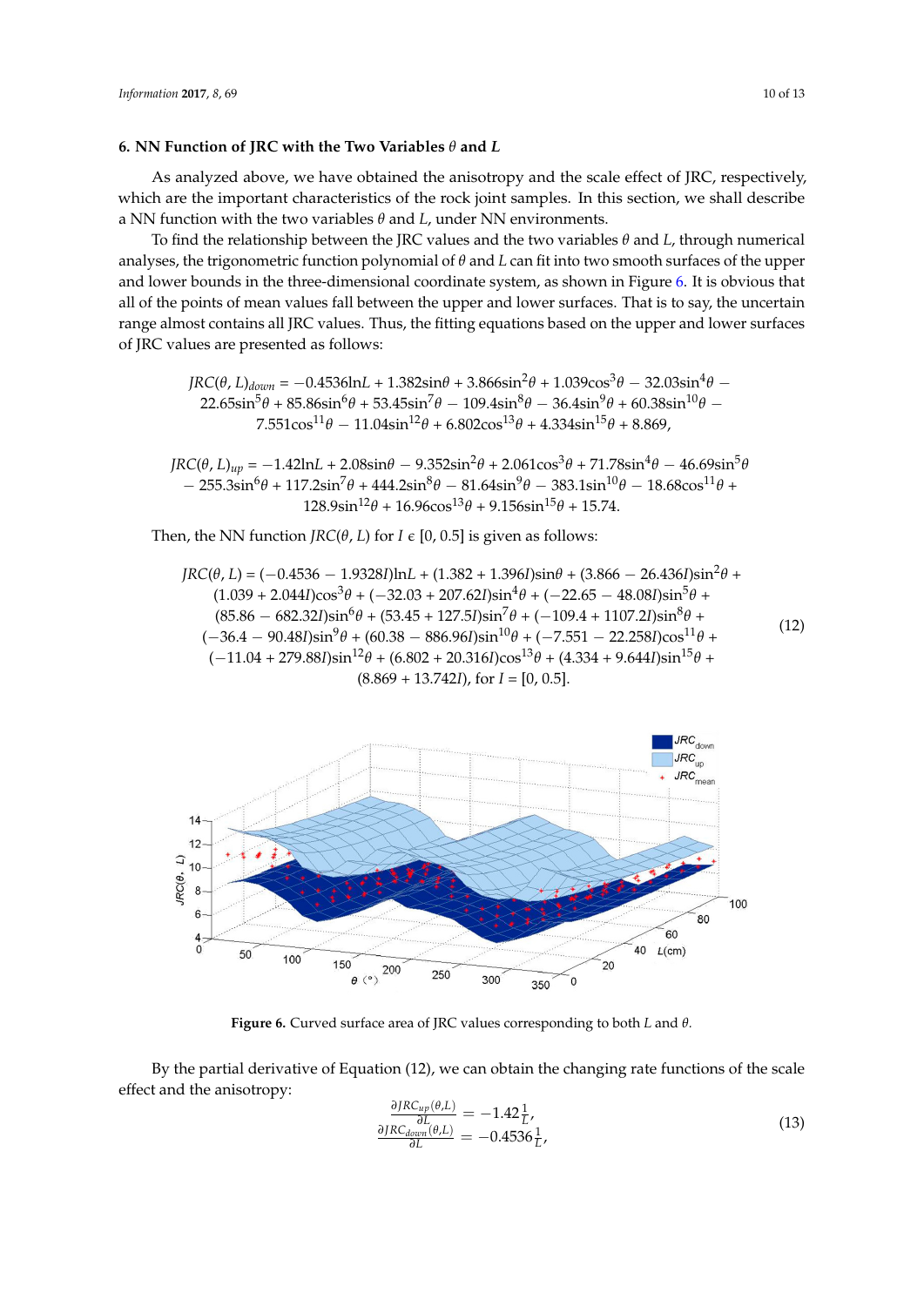## 6. NN Function of JRC with the Two Variables $\theta$ and $L$

As analyzed above, we have obtained the anisotropy and the scale effect of JRC, respectively, which are the important characteristics of the rock joint samples. In this section, we shall describe a NN function with the two variables $\theta$ and $L$, under NN environments.

To find the relationship between the JRC values and the two variables $\theta$ and $L$, through numerical analyses, the trigonometric function polynomial of $\theta$ and $L$ can fit into two smooth surfaces of the upper and lower bounds in the three-dimensional coordinate system, as shown in Figure 6. It is obvious that all of the points of mean values fall between the upper and lower surfaces. That is to say, the uncertain range almost contains all JRC values. Thus, the fitting equations based on the upper and lower surfaces of JRC values are presented as follows:

$$JRC(\theta, L)_{down} = -0.4536\ln L + 1.382\sin\theta + 3.866\sin^2\theta + 1.039\cos^3\theta - 32.03\sin^4\theta - 22.65\sin^5\theta + 85.86\sin^6\theta + 53.45\sin^7\theta - 109.4\sin^8\theta - 36.4\sin^9\theta + 60.38\sin^{10}\theta - 7.551\cos^{11}\theta - 11.04\sin^{12}\theta + 6.802\cos^{13}\theta + 4.334\sin^{15}\theta + 8.869,$$

$$JRC(\theta, L)_{up} = -1.42\ln L + 2.08\sin\theta - 9.352\sin^2\theta + 2.061\cos^3\theta + 71.78\sin^4\theta - 46.69\sin^5\theta - 255.3\sin^6\theta + 117.2\sin^7\theta + 444.2\sin^8\theta - 81.64\sin^9\theta - 383.1\sin^{10}\theta - 18.68\cos^{11}\theta + 128.9\sin^{12}\theta + 16.96\cos^{13}\theta + 9.156\sin^{15}\theta + 15.74.$$

Then, the NN function $JRC(\theta, L)$ for $I \in [0, 0.5]$ is given as follows:

$$\begin{aligned} JRC(\theta, L) = {} & (-0.4536 - 1.9328I)\ln L + (1.382 + 1.396I)\sin\theta + (3.866 - 26.436I)\sin^2\theta + \\ & (1.039 + 2.044I)\cos^3\theta + (-32.03 + 207.62I)\sin^4\theta + (-22.65 - 48.08I)\sin^5\theta + \\ & (85.86 - 682.32I)\sin^6\theta + (53.45 + 127.5I)\sin^7\theta + (-109.4 + 1107.2I)\sin^8\theta + \\ & (-36.4 - 90.48I)\sin^9\theta + (60.38 - 886.96I)\sin^{10}\theta + (-7.551 - 22.258I)\cos^{11}\theta + \\ & (-11.04 + 279.88I)\sin^{12}\theta + (6.802 + 20.316I)\cos^{13}\theta + (4.334 + 9.644I)\sin^{15}\theta + \\ & (8.869 + 13.742I), \text{ for } I = [0, 0.5]. \end{aligned} \tag{12}$$

Figure 6. Curved surface area of JRC values corresponding to both $L$ and $\theta$.

By the partial derivative of Equation (12), we can obtain the changing rate functions of the scale effect and the anisotropy:

$$\begin{aligned} \frac{\partial JRC_{up}(\theta,L)}{\partial L} &= -1.42\frac{1}{L}, \\ \frac{\partial JRC_{down}(\theta,L)}{\partial L} &= -0.4536\frac{1}{L}, \end{aligned} \tag{13}$$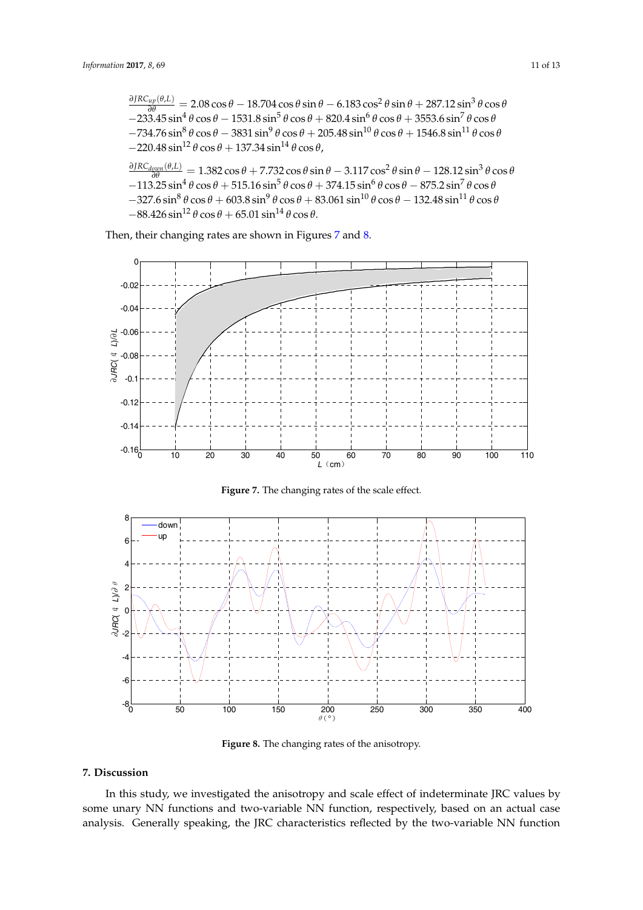$$\frac{\partial JRC_{up}(\theta,L)}{\partial \theta} = 2.08\cos\theta - 18.704\cos\theta\sin\theta - 6.183\cos^2\theta\sin\theta + 287.12\sin^3\theta\cos\theta$$
$$-233.45\sin^4\theta\cos\theta - 1531.8\sin^5\theta\cos\theta + 820.4\sin^6\theta\cos\theta + 3553.6\sin^7\theta\cos\theta$$
$$-734.76\sin^8\theta\cos\theta - 3831\sin^9\theta\cos\theta + 205.48\sin^{10}\theta\cos\theta + 1546.8\sin^{11}\theta\cos\theta$$
$$-220.48\sin^{12}\theta\cos\theta + 137.34\sin^{14}\theta\cos\theta,$$

$$\frac{\partial JRC_{down}(\theta,L)}{\partial \theta} = 1.382\cos\theta + 7.732\cos\theta\sin\theta - 3.117\cos^2\theta\sin\theta - 128.12\sin^3\theta\cos\theta$$
$$-113.25\sin^4\theta\cos\theta + 515.16\sin^5\theta\cos\theta + 374.15\sin^6\theta\cos\theta - 875.2\sin^7\theta\cos\theta$$
$$-327.6\sin^8\theta\cos\theta + 603.8\sin^9\theta\cos\theta + 83.061\sin^{10}\theta\cos\theta - 132.48\sin^{11}\theta\cos\theta$$
$$-88.426\sin^{12}\theta\cos\theta + 65.01\sin^{14}\theta\cos\theta.$$

Then, their changing rates are shown in Figures 7 and 8.

**Figure 7.** The changing rates of the scale effect.

**Figure 8.** The changing rates of the anisotropy.

## 7. Discussion

In this study, we investigated the anisotropy and scale effect of indeterminate JRC values by some unary NN functions and two-variable NN function, respectively, based on an actual case analysis. Generally speaking, the JRC characteristics reflected by the two-variable NN function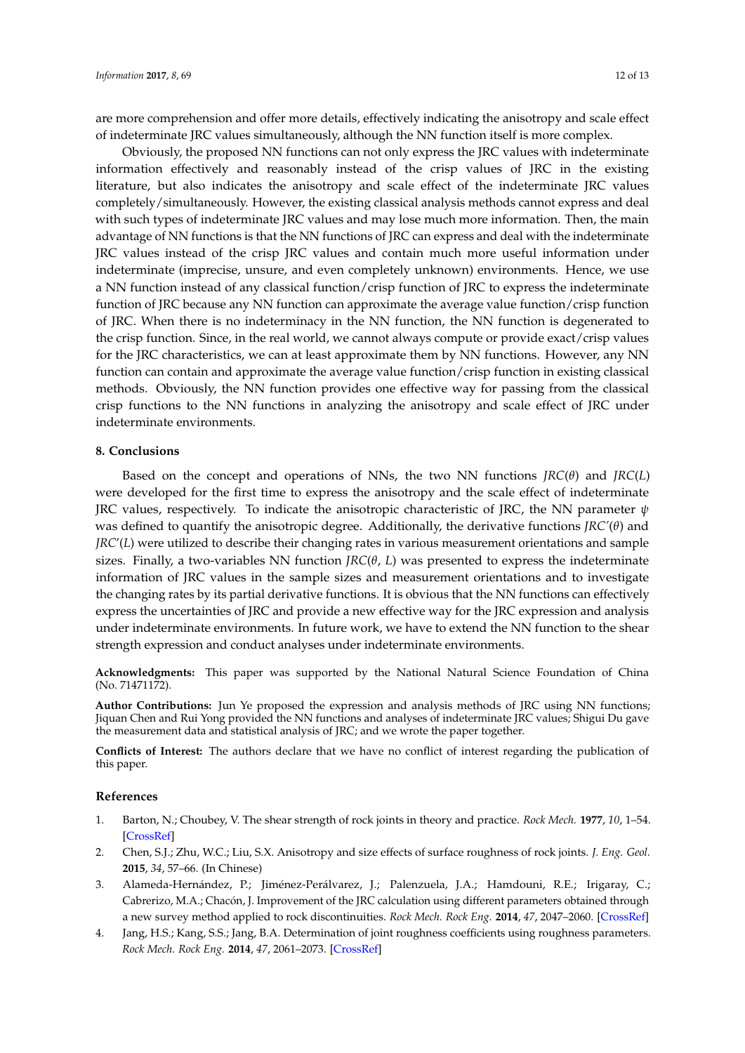are more comprehension and offer more details, effectively indicating the anisotropy and scale effect of indeterminate JRC values simultaneously, although the NN function itself is more complex.

Obviously, the proposed NN functions can not only express the JRC values with indeterminate information effectively and reasonably instead of the crisp values of JRC in the existing literature, but also indicates the anisotropy and scale effect of the indeterminate JRC values completely/simultaneously. However, the existing classical analysis methods cannot express and deal with such types of indeterminate JRC values and may lose much more information. Then, the main advantage of NN functions is that the NN functions of JRC can express and deal with the indeterminate JRC values instead of the crisp JRC values and contain much more useful information under indeterminate (imprecise, unsure, and even completely unknown) environments. Hence, we use a NN function instead of any classical function/crisp function of JRC to express the indeterminate function of JRC because any NN function can approximate the average value function/crisp function of JRC. When there is no indeterminacy in the NN function, the NN function is degenerated to the crisp function. Since, in the real world, we cannot always compute or provide exact/crisp values for the JRC characteristics, we can at least approximate them by NN functions. However, any NN function can contain and approximate the average value function/crisp function in existing classical methods. Obviously, the NN function provides one effective way for passing from the classical crisp functions to the NN functions in analyzing the anisotropy and scale effect of JRC under indeterminate environments.

## 8. Conclusions

Based on the concept and operations of NNs, the two NN functions $JRC(\theta)$ and $JRC(L)$ were developed for the first time to express the anisotropy and the scale effect of indeterminate JRC values, respectively. To indicate the anisotropic characteristic of JRC, the NN parameter $\psi$ was defined to quantify the anisotropic degree. Additionally, the derivative functions $JRC'(\theta)$ and $JRC'(L)$ were utilized to describe their changing rates in various measurement orientations and sample sizes. Finally, a two-variables NN function $JRC(\theta, L)$ was presented to express the indeterminate information of JRC values in the sample sizes and measurement orientations and to investigate the changing rates by its partial derivative functions. It is obvious that the NN functions can effectively express the uncertainties of JRC and provide a new effective way for the JRC expression and analysis under indeterminate environments. In future work, we have to extend the NN function to the shear strength expression and conduct analyses under indeterminate environments.

**Acknowledgments:** This paper was supported by the National Natural Science Foundation of China (No. 71471172).

**Author Contributions:** Jun Ye proposed the expression and analysis methods of JRC using NN functions; Jiquan Chen and Rui Yong provided the NN functions and analyses of indeterminate JRC values; Shigui Du gave the measurement data and statistical analysis of JRC; and we wrote the paper together.

**Conflicts of Interest:** The authors declare that we have no conflict of interest regarding the publication of this paper.

## References

1. Barton, N.; Choubey, V. The shear strength of rock joints in theory and practice. *Rock Mech.* **1977**, *10*, 1–54. [CrossRef]
2. Chen, S.J.; Zhu, W.C.; Liu, S.X. Anisotropy and size effects of surface roughness of rock joints. *J. Eng. Geol.* **2015**, *34*, 57–66. (In Chinese)
3. Alameda-Hernández, P.; Jiménez-Perálvarez, J.; Palenzuela, J.A.; Hamdouni, R.E.; Irigaray, C.; Cabrerizo, M.A.; Chacón, J. Improvement of the JRC calculation using different parameters obtained through a new survey method applied to rock discontinuities. *Rock Mech. Rock Eng.* **2014**, *47*, 2047–2060. [CrossRef]
4. Jang, H.S.; Kang, S.S.; Jang, B.A. Determination of joint roughness coefficients using roughness parameters. *Rock Mech. Rock Eng.* **2014**, *47*, 2061–2073. [CrossRef]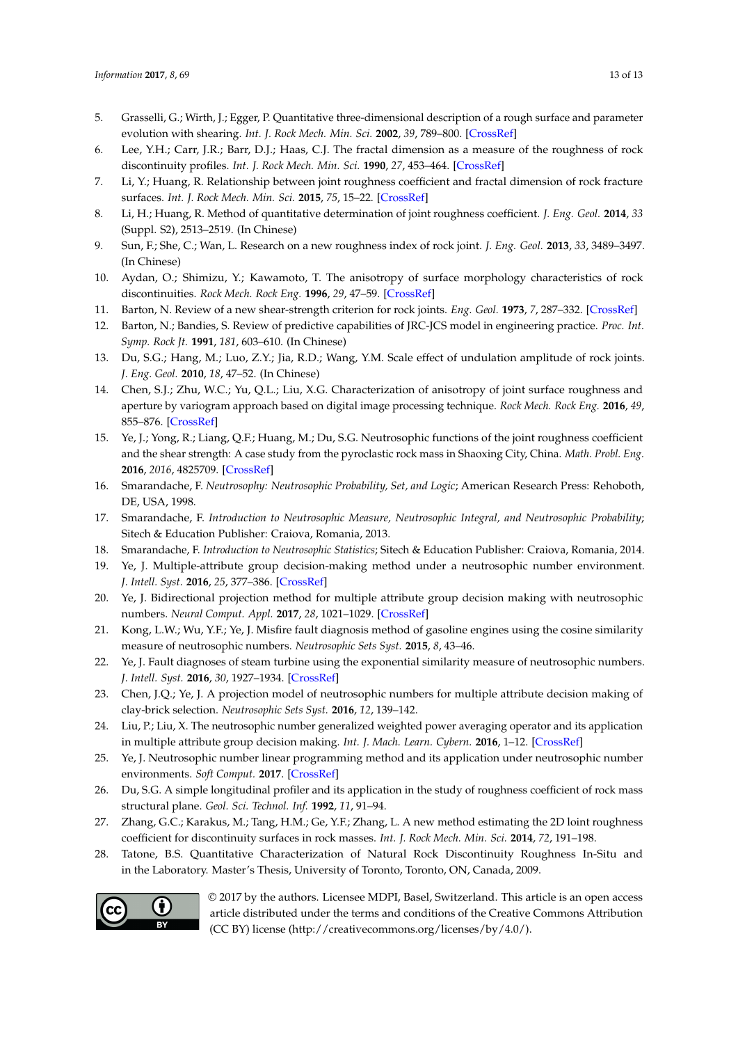5. Grasselli, G.; Wirth, J.; Egger, P. Quantitative three-dimensional description of a rough surface and parameter evolution with shearing. *Int. J. Rock Mech. Min. Sci.* **2002**, *39*, 789–800. [CrossRef]
6. Lee, Y.H.; Carr, J.R.; Barr, D.J.; Haas, C.J. The fractal dimension as a measure of the roughness of rock discontinuity profiles. *Int. J. Rock Mech. Min. Sci.* **1990**, *27*, 453–464. [CrossRef]
7. Li, Y.; Huang, R. Relationship between joint roughness coefficient and fractal dimension of rock fracture surfaces. *Int. J. Rock Mech. Min. Sci.* **2015**, *75*, 15–22. [CrossRef]
8. Li, H.; Huang, R. Method of quantitative determination of joint roughness coefficient. *J. Eng. Geol.* **2014**, *33* (Suppl. S2), 2513–2519. (In Chinese)
9. Sun, F.; She, C.; Wan, L. Research on a new roughness index of rock joint. *J. Eng. Geol.* **2013**, *33*, 3489–3497. (In Chinese)
10. Aydan, O.; Shimizu, Y.; Kawamoto, T. The anisotropy of surface morphology characteristics of rock discontinuities. *Rock Mech. Rock Eng.* **1996**, *29*, 47–59. [CrossRef]
11. Barton, N. Review of a new shear-strength criterion for rock joints. *Eng. Geol.* **1973**, *7*, 287–332. [CrossRef]
12. Barton, N.; Bandies, S. Review of predictive capabilities of JRC-JCS model in engineering practice. *Proc. Int. Symp. Rock Jt.* **1991**, *181*, 603–610. (In Chinese)
13. Du, S.G.; Hang, M.; Luo, Z.Y.; Jia, R.D.; Wang, Y.M. Scale effect of undulation amplitude of rock joints. *J. Eng. Geol.* **2010**, *18*, 47–52. (In Chinese)
14. Chen, S.J.; Zhu, W.C.; Yu, Q.L.; Liu, X.G. Characterization of anisotropy of joint surface roughness and aperture by variogram approach based on digital image processing technique. *Rock Mech. Rock Eng.* **2016**, *49*, 855–876. [CrossRef]
15. Ye, J.; Yong, R.; Liang, Q.F.; Huang, M.; Du, S.G. Neutrosophic functions of the joint roughness coefficient and the shear strength: A case study from the pyroclastic rock mass in Shaoxing City, China. *Math. Probl. Eng.* **2016**, *2016*, 4825709. [CrossRef]
16. Smarandache, F. *Neutrosophy: Neutrosophic Probability, Set, and Logic*; American Research Press: Rehoboth, DE, USA, 1998.
17. Smarandache, F. *Introduction to Neutrosophic Measure, Neutrosophic Integral, and Neutrosophic Probability*; Sitech & Education Publisher: Craiova, Romania, 2013.
18. Smarandache, F. *Introduction to Neutrosophic Statistics*; Sitech & Education Publisher: Craiova, Romania, 2014.
19. Ye, J. Multiple-attribute group decision-making method under a neutrosophic number environment. *J. Intell. Syst.* **2016**, *25*, 377–386. [CrossRef]
20. Ye, J. Bidirectional projection method for multiple attribute group decision making with neutrosophic numbers. *Neural Comput. Appl.* **2017**, *28*, 1021–1029. [CrossRef]
21. Kong, L.W.; Wu, Y.F.; Ye, J. Misfire fault diagnosis method of gasoline engines using the cosine similarity measure of neutrosophic numbers. *Neutrosophic Sets Syst.* **2015**, *8*, 43–46.
22. Ye, J. Fault diagnoses of steam turbine using the exponential similarity measure of neutrosophic numbers. *J. Intell. Syst.* **2016**, *30*, 1927–1934. [CrossRef]
23. Chen, J.Q.; Ye, J. A projection model of neutrosophic numbers for multiple attribute decision making of clay-brick selection. *Neutrosophic Sets Syst.* **2016**, *12*, 139–142.
24. Liu, P.; Liu, X. The neutrosophic number generalized weighted power averaging operator and its application in multiple attribute group decision making. *Int. J. Mach. Learn. Cybern.* **2016**, 1–12. [CrossRef]
25. Ye, J. Neutrosophic number linear programming method and its application under neutrosophic number environments. *Soft Comput.* **2017**. [CrossRef]
26. Du, S.G. A simple longitudinal profiler and its application in the study of roughness coefficient of rock mass structural plane. *Geol. Sci. Technol. Inf.* **1992**, *11*, 91–94.
27. Zhang, G.C.; Karakus, M.; Tang, H.M.; Ge, Y.F.; Zhang, L. A new method estimating the 2D loint roughness coefficient for discontinuity surfaces in rock masses. *Int. J. Rock Mech. Min. Sci.* **2014**, *72*, 191–198.
28. Tatone, B.S. Quantitative Characterization of Natural Rock Discontinuity Roughness In-Situ and in the Laboratory. Master's Thesis, University of Toronto, Toronto, ON, Canada, 2009.

© 2017 by the authors. Licensee MDPI, Basel, Switzerland. This article is an open access article distributed under the terms and conditions of the Creative Commons Attribution (CC BY) license (http://creativecommons.org/licenses/by/4.0/).